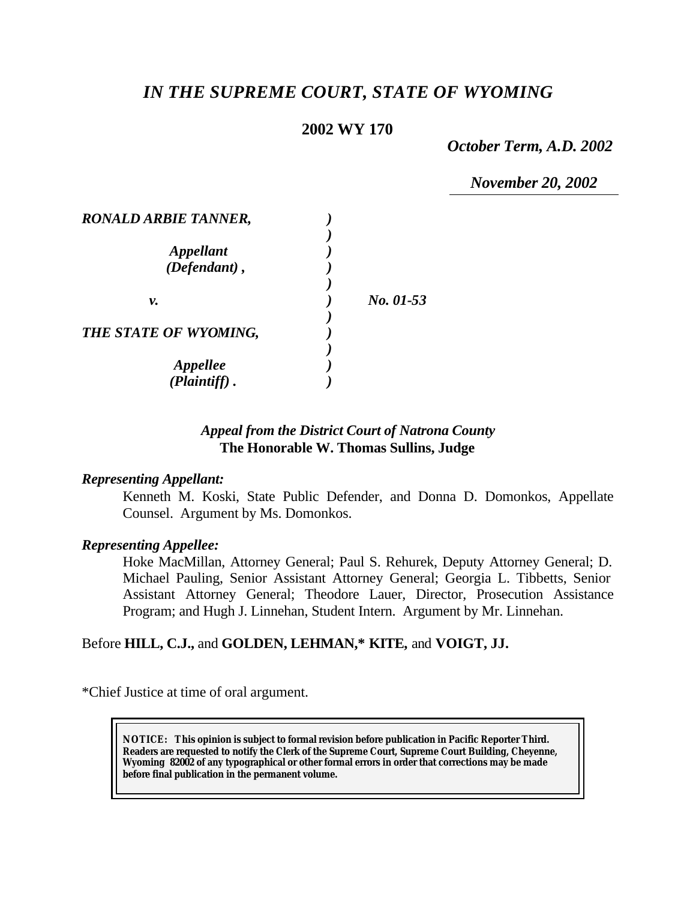# *IN THE SUPREME COURT, STATE OF WYOMING*

**2002 WY 170**

*October Term, A.D. 2002*

*November 20, 2002*

| | | |
|---|---|---|
| ***RONALD ARBIE TANNER,*** | | |
| ***Appellant (Defendant),*** | | |
| ***v.*** | | ***No. 01-53*** |
| ***THE STATE OF WYOMING,*** | | |
| ***Appellee (Plaintiff).*** | | |

*Appeal from the District Court of Natrona County*
**The Honorable W. Thomas Sullins, Judge**

***Representing Appellant:***

Kenneth M. Koski, State Public Defender, and Donna D. Domonkos, Appellate Counsel. Argument by Ms. Domonkos.

***Representing Appellee:***

Hoke MacMillan, Attorney General; Paul S. Rehurek, Deputy Attorney General; D. Michael Pauling, Senior Assistant Attorney General; Georgia L. Tibbetts, Senior Assistant Attorney General; Theodore Lauer, Director, Prosecution Assistance Program; and Hugh J. Linnehan, Student Intern. Argument by Mr. Linnehan.

Before **HILL, C.J.,** and **GOLDEN, LEHMAN,* KITE,** and **VOIGT, JJ.**

*Chief Justice at time of oral argument.

**NOTICE: This opinion is subject to formal revision before publication in Pacific Reporter Third. Readers are requested to notify the Clerk of the Supreme Court, Supreme Court Building, Cheyenne, Wyoming 82002 of any typographical or other formal errors in order that corrections may be made before final publication in the permanent volume.**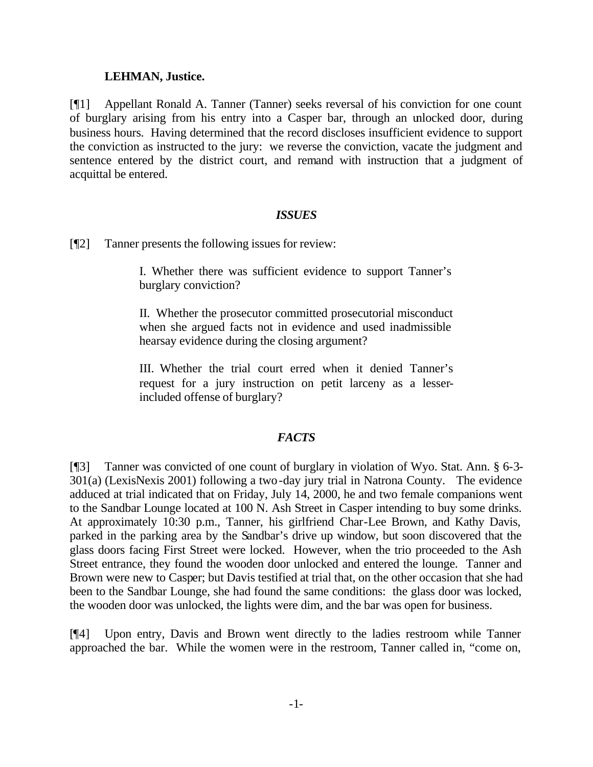**LEHMAN, Justice.**

[¶1] Appellant Ronald A. Tanner (Tanner) seeks reversal of his conviction for one count of burglary arising from his entry into a Casper bar, through an unlocked door, during business hours. Having determined that the record discloses insufficient evidence to support the conviction as instructed to the jury: we reverse the conviction, vacate the judgment and sentence entered by the district court, and remand with instruction that a judgment of acquittal be entered.

### *ISSUES*

[¶2] Tanner presents the following issues for review:

> I. Whether there was sufficient evidence to support Tanner's burglary conviction?
>
> II. Whether the prosecutor committed prosecutorial misconduct when she argued facts not in evidence and used inadmissible hearsay evidence during the closing argument?
>
> III. Whether the trial court erred when it denied Tanner's request for a jury instruction on petit larceny as a lesser-included offense of burglary?

### *FACTS*

[¶3] Tanner was convicted of one count of burglary in violation of Wyo. Stat. Ann. § 6-3-301(a) (LexisNexis 2001) following a two-day jury trial in Natrona County. The evidence adduced at trial indicated that on Friday, July 14, 2000, he and two female companions went to the Sandbar Lounge located at 100 N. Ash Street in Casper intending to buy some drinks. At approximately 10:30 p.m., Tanner, his girlfriend Char-Lee Brown, and Kathy Davis, parked in the parking area by the Sandbar's drive up window, but soon discovered that the glass doors facing First Street were locked. However, when the trio proceeded to the Ash Street entrance, they found the wooden door unlocked and entered the lounge. Tanner and Brown were new to Casper; but Davis testified at trial that, on the other occasion that she had been to the Sandbar Lounge, she had found the same conditions: the glass door was locked, the wooden door was unlocked, the lights were dim, and the bar was open for business.

[¶4] Upon entry, Davis and Brown went directly to the ladies restroom while Tanner approached the bar. While the women were in the restroom, Tanner called in, "come on,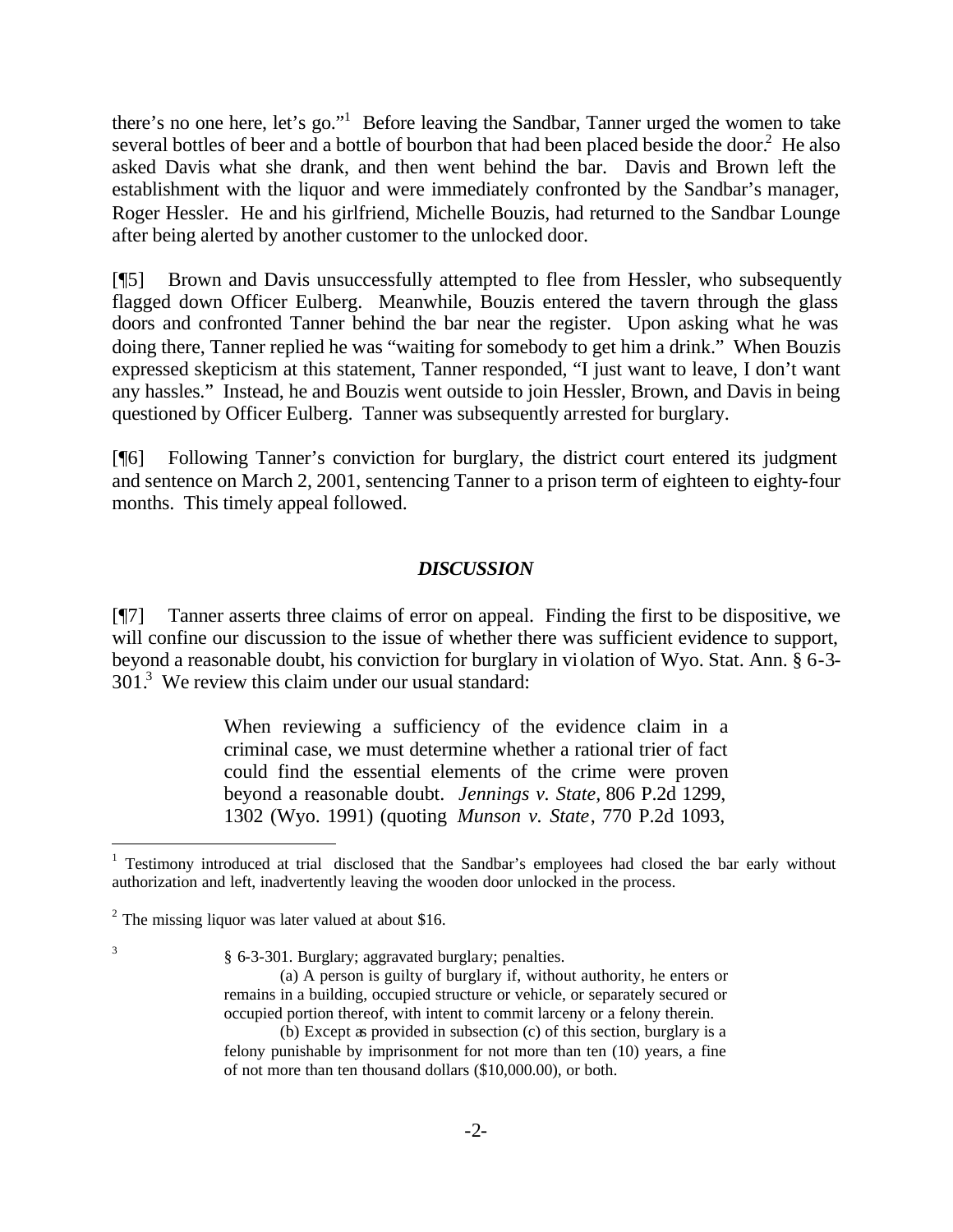there's no one here, let's go."[1] Before leaving the Sandbar, Tanner urged the women to take several bottles of beer and a bottle of bourbon that had been placed beside the door.[2] He also asked Davis what she drank, and then went behind the bar. Davis and Brown left the establishment with the liquor and were immediately confronted by the Sandbar's manager, Roger Hessler. He and his girlfriend, Michelle Bouzis, had returned to the Sandbar Lounge after being alerted by another customer to the unlocked door.

[¶5] Brown and Davis unsuccessfully attempted to flee from Hessler, who subsequently flagged down Officer Eulberg. Meanwhile, Bouzis entered the tavern through the glass doors and confronted Tanner behind the bar near the register. Upon asking what he was doing there, Tanner replied he was "waiting for somebody to get him a drink." When Bouzis expressed skepticism at this statement, Tanner responded, "I just want to leave, I don't want any hassles." Instead, he and Bouzis went outside to join Hessler, Brown, and Davis in being questioned by Officer Eulberg. Tanner was subsequently arrested for burglary.

[¶6] Following Tanner's conviction for burglary, the district court entered its judgment and sentence on March 2, 2001, sentencing Tanner to a prison term of eighteen to eighty-four months. This timely appeal followed.

## *DISCUSSION*

[¶7] Tanner asserts three claims of error on appeal. Finding the first to be dispositive, we will confine our discussion to the issue of whether there was sufficient evidence to support, beyond a reasonable doubt, his conviction for burglary in violation of Wyo. Stat. Ann. § 6-3-301.[3] We review this claim under our usual standard:

> When reviewing a sufficiency of the evidence claim in a criminal case, we must determine whether a rational trier of fact could find the essential elements of the crime were proven beyond a reasonable doubt. *Jennings v. State,* 806 P.2d 1299, 1302 (Wyo. 1991) (quoting *Munson v. State*, 770 P.2d 1093,

---

[1] Testimony introduced at trial disclosed that the Sandbar's employees had closed the bar early without authorization and left, inadvertently leaving the wooden door unlocked in the process.

[2] The missing liquor was later valued at about $16.

[3] § 6-3-301. Burglary; aggravated burglary; penalties.

(a) A person is guilty of burglary if, without authority, he enters or remains in a building, occupied structure or vehicle, or separately secured or occupied portion thereof, with intent to commit larceny or a felony therein.

(b) Except as provided in subsection (c) of this section, burglary is a felony punishable by imprisonment for not more than ten (10) years, a fine of not more than ten thousand dollars ($10,000.00), or both.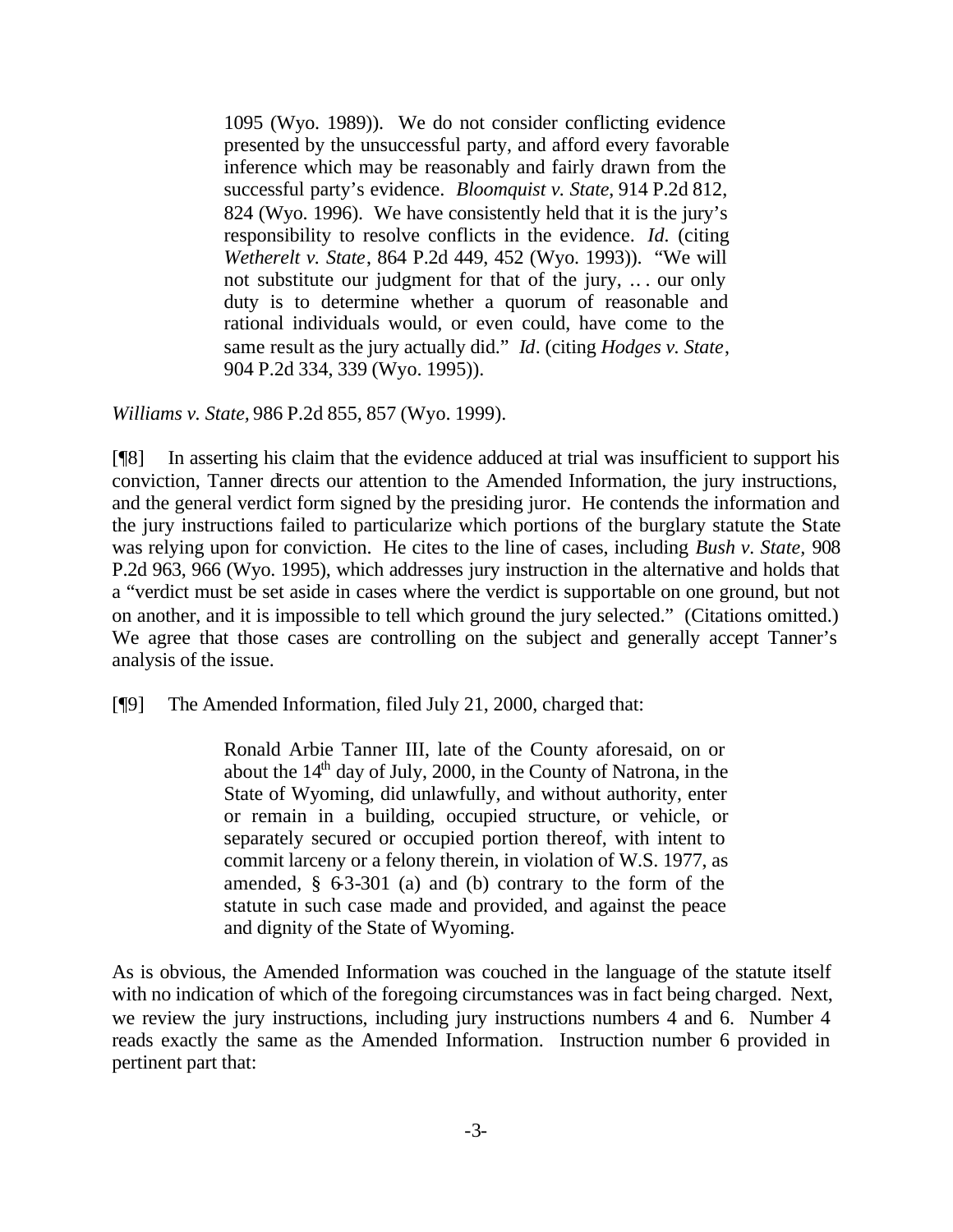> 1095 (Wyo. 1989)). We do not consider conflicting evidence presented by the unsuccessful party, and afford every favorable inference which may be reasonably and fairly drawn from the successful party's evidence. *Bloomquist v. State*, 914 P.2d 812, 824 (Wyo. 1996). We have consistently held that it is the jury's responsibility to resolve conflicts in the evidence. *Id*. (citing *Wetherelt v. State*, 864 P.2d 449, 452 (Wyo. 1993)). "We will not substitute our judgment for that of the jury, .. . our only duty is to determine whether a quorum of reasonable and rational individuals would, or even could, have come to the same result as the jury actually did." *Id*. (citing *Hodges v. State*, 904 P.2d 334, 339 (Wyo. 1995)).

*Williams v. State,* 986 P.2d 855, 857 (Wyo. 1999).

[¶8] In asserting his claim that the evidence adduced at trial was insufficient to support his conviction, Tanner directs our attention to the Amended Information, the jury instructions, and the general verdict form signed by the presiding juror. He contends the information and the jury instructions failed to particularize which portions of the burglary statute the State was relying upon for conviction. He cites to the line of cases, including *Bush v. State*, 908 P.2d 963, 966 (Wyo. 1995), which addresses jury instruction in the alternative and holds that a "verdict must be set aside in cases where the verdict is supportable on one ground, but not on another, and it is impossible to tell which ground the jury selected." (Citations omitted.) We agree that those cases are controlling on the subject and generally accept Tanner's analysis of the issue.

[¶9] The Amended Information, filed July 21, 2000, charged that:

> Ronald Arbie Tanner III, late of the County aforesaid, on or about the 14th day of July, 2000, in the County of Natrona, in the State of Wyoming, did unlawfully, and without authority, enter or remain in a building, occupied structure, or vehicle, or separately secured or occupied portion thereof, with intent to commit larceny or a felony therein, in violation of W.S. 1977, as amended, § 6-3-301 (a) and (b) contrary to the form of the statute in such case made and provided, and against the peace and dignity of the State of Wyoming.

As is obvious, the Amended Information was couched in the language of the statute itself with no indication of which of the foregoing circumstances was in fact being charged. Next, we review the jury instructions, including jury instructions numbers 4 and 6. Number 4 reads exactly the same as the Amended Information. Instruction number 6 provided in pertinent part that: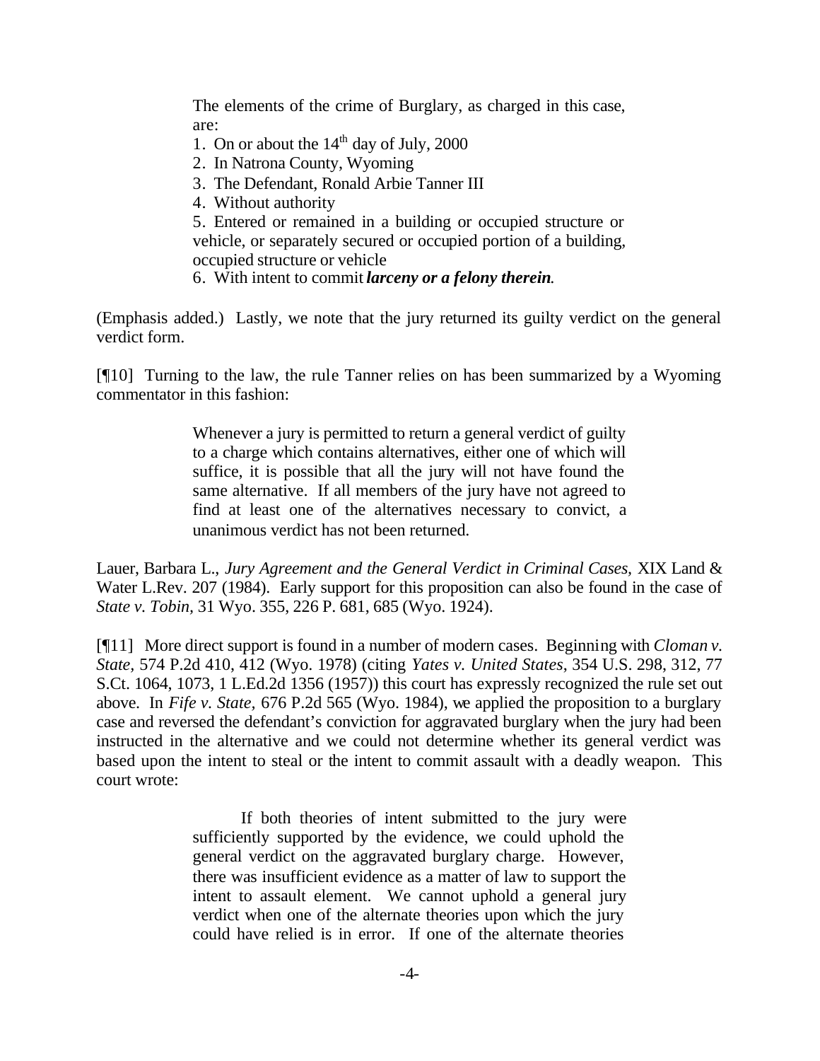> The elements of the crime of Burglary, as charged in this case, are:
>
> 1. On or about the 14th day of July, 2000
> 2. In Natrona County, Wyoming
> 3. The Defendant, Ronald Arbie Tanner III
> 4. Without authority
> 5. Entered or remained in a building or occupied structure or vehicle, or separately secured or occupied portion of a building, occupied structure or vehicle
> 6. With intent to commit ***larceny or a felony therein.***

(Emphasis added.) Lastly, we note that the jury returned its guilty verdict on the general verdict form.

[¶10] Turning to the law, the rule Tanner relies on has been summarized by a Wyoming commentator in this fashion:

> Whenever a jury is permitted to return a general verdict of guilty to a charge which contains alternatives, either one of which will suffice, it is possible that all the jury will not have found the same alternative. If all members of the jury have not agreed to find at least one of the alternatives necessary to convict, a unanimous verdict has not been returned.

Lauer, Barbara L., *Jury Agreement and the General Verdict in Criminal Cases,* XIX Land & Water L.Rev. 207 (1984). Early support for this proposition can also be found in the case of *State v. Tobin*, 31 Wyo. 355, 226 P. 681, 685 (Wyo. 1924).

[¶11] More direct support is found in a number of modern cases. Beginning with *Cloman v. State,* 574 P.2d 410, 412 (Wyo. 1978) (citing *Yates v. United States*, 354 U.S. 298, 312, 77 S.Ct. 1064, 1073, 1 L.Ed.2d 1356 (1957)) this court has expressly recognized the rule set out above. In *Fife v. State*, 676 P.2d 565 (Wyo. 1984), we applied the proposition to a burglary case and reversed the defendant's conviction for aggravated burglary when the jury had been instructed in the alternative and we could not determine whether its general verdict was based upon the intent to steal or the intent to commit assault with a deadly weapon. This court wrote:

> If both theories of intent submitted to the jury were sufficiently supported by the evidence, we could uphold the general verdict on the aggravated burglary charge. However, there was insufficient evidence as a matter of law to support the intent to assault element. We cannot uphold a general jury verdict when one of the alternate theories upon which the jury could have relied is in error. If one of the alternate theories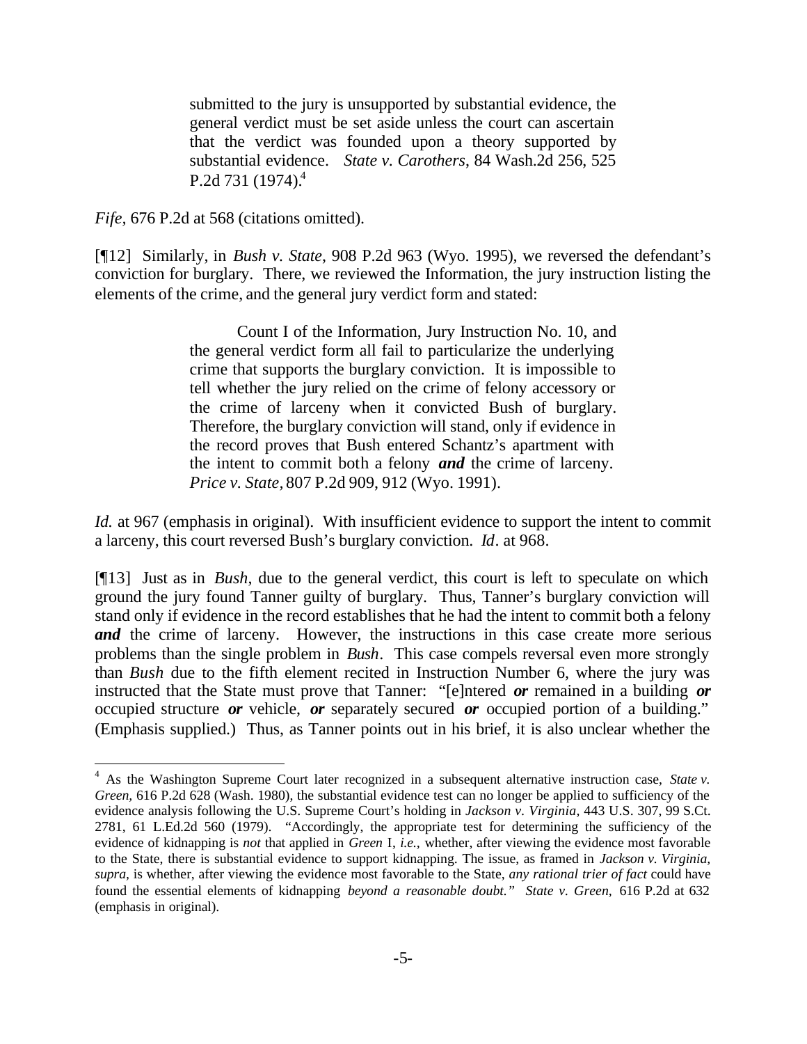> submitted to the jury is unsupported by substantial evidence, the general verdict must be set aside unless the court can ascertain that the verdict was founded upon a theory supported by substantial evidence. *State v. Carothers*, 84 Wash.2d 256, 525 P.2d 731 (1974).[4]

*Fife*, 676 P.2d at 568 (citations omitted).

[¶12] Similarly, in *Bush v. State*, 908 P.2d 963 (Wyo. 1995), we reversed the defendant's conviction for burglary. There, we reviewed the Information, the jury instruction listing the elements of the crime, and the general jury verdict form and stated:

> Count I of the Information, Jury Instruction No. 10, and the general verdict form all fail to particularize the underlying crime that supports the burglary conviction. It is impossible to tell whether the jury relied on the crime of felony accessory or the crime of larceny when it convicted Bush of burglary. Therefore, the burglary conviction will stand, only if evidence in the record proves that Bush entered Schantz's apartment with the intent to commit both a felony ***and*** the crime of larceny. *Price v. State*, 807 P.2d 909, 912 (Wyo. 1991).

*Id.* at 967 (emphasis in original). With insufficient evidence to support the intent to commit a larceny, this court reversed Bush's burglary conviction. *Id*. at 968.

[¶13] Just as in *Bush*, due to the general verdict, this court is left to speculate on which ground the jury found Tanner guilty of burglary. Thus, Tanner's burglary conviction will stand only if evidence in the record establishes that he had the intent to commit both a felony ***and*** the crime of larceny. However, the instructions in this case create more serious problems than the single problem in *Bush*. This case compels reversal even more strongly than *Bush* due to the fifth element recited in Instruction Number 6, where the jury was instructed that the State must prove that Tanner: "[e]ntered ***or*** remained in a building ***or*** occupied structure ***or*** vehicle, ***or*** separately secured ***or*** occupied portion of a building." (Emphasis supplied.) Thus, as Tanner points out in his brief, it is also unclear whether the

---

[4] As the Washington Supreme Court later recognized in a subsequent alternative instruction case, *State v. Green*, 616 P.2d 628 (Wash. 1980), the substantial evidence test can no longer be applied to sufficiency of the evidence analysis following the U.S. Supreme Court's holding in *Jackson v. Virginia,* 443 U.S. 307, 99 S.Ct. 2781, 61 L.Ed.2d 560 (1979). "Accordingly, the appropriate test for determining the sufficiency of the evidence of kidnapping is *not* that applied in *Green* I, *i.e.,* whether, after viewing the evidence most favorable to the State, there is substantial evidence to support kidnapping. The issue, as framed in *Jackson v. Virginia, supra,* is whether, after viewing the evidence most favorable to the State, *any rational trier of fact* could have found the essential elements of kidnapping *beyond a reasonable doubt." State v. Green,* 616 P.2d at 632 (emphasis in original).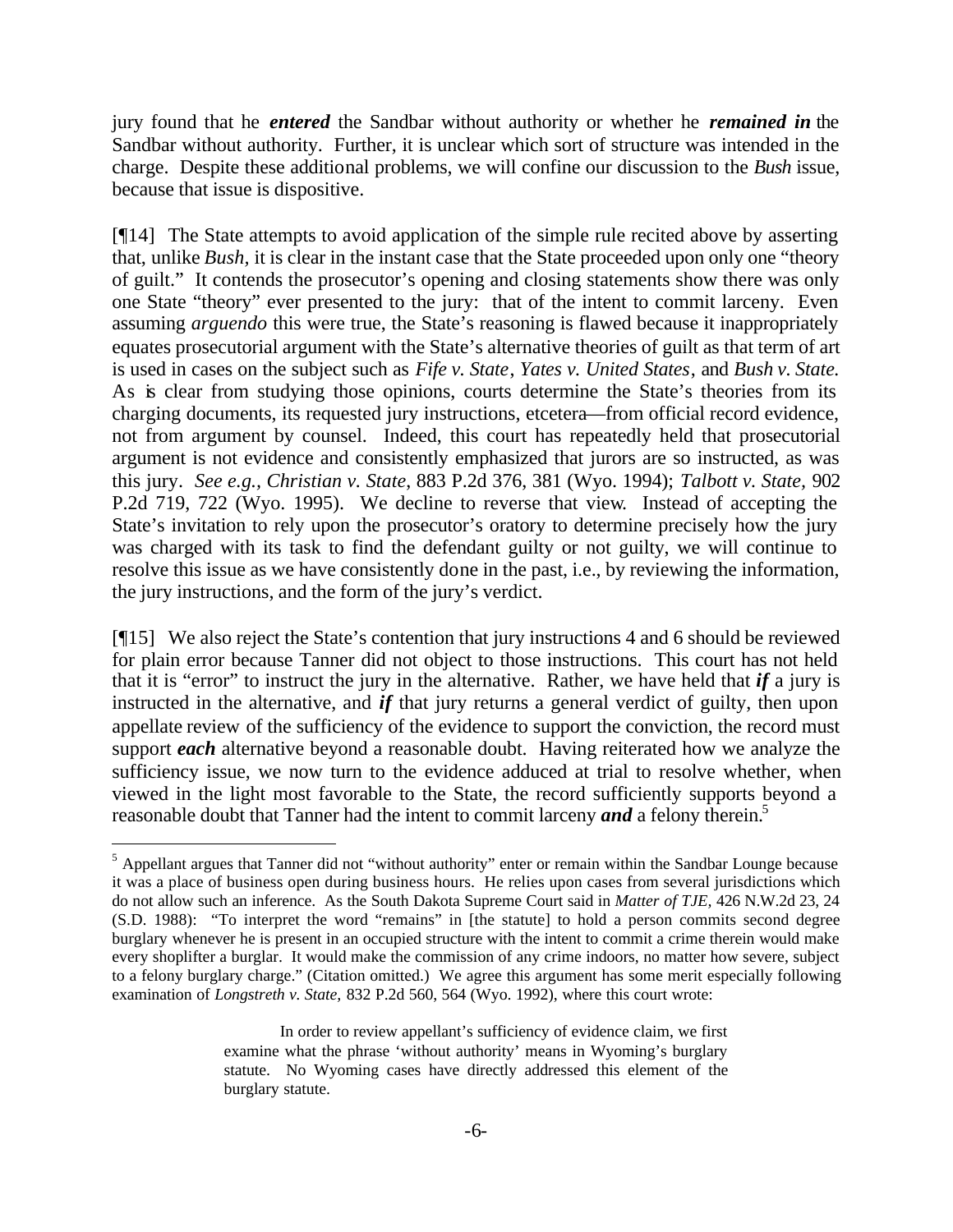jury found that he ***entered*** the Sandbar without authority or whether he ***remained in*** the Sandbar without authority. Further, it is unclear which sort of structure was intended in the charge. Despite these additional problems, we will confine our discussion to the *Bush* issue, because that issue is dispositive.

[¶14] The State attempts to avoid application of the simple rule recited above by asserting that, unlike *Bush*, it is clear in the instant case that the State proceeded upon only one "theory of guilt." It contends the prosecutor's opening and closing statements show there was only one State "theory" ever presented to the jury: that of the intent to commit larceny. Even assuming *arguendo* this were true, the State's reasoning is flawed because it inappropriately equates prosecutorial argument with the State's alternative theories of guilt as that term of art is used in cases on the subject such as *Fife v. State*, *Yates v. United States*, and *Bush v. State.* As is clear from studying those opinions, courts determine the State's theories from its charging documents, its requested jury instructions, etcetera—from official record evidence, not from argument by counsel. Indeed, this court has repeatedly held that prosecutorial argument is not evidence and consistently emphasized that jurors are so instructed, as was this jury. *See e.g.*, *Christian v. State*, 883 P.2d 376, 381 (Wyo. 1994); *Talbott v. State,* 902 P.2d 719, 722 (Wyo. 1995). We decline to reverse that view. Instead of accepting the State's invitation to rely upon the prosecutor's oratory to determine precisely how the jury was charged with its task to find the defendant guilty or not guilty, we will continue to resolve this issue as we have consistently done in the past, i.e., by reviewing the information, the jury instructions, and the form of the jury's verdict.

[¶15] We also reject the State's contention that jury instructions 4 and 6 should be reviewed for plain error because Tanner did not object to those instructions. This court has not held that it is "error" to instruct the jury in the alternative. Rather, we have held that ***if*** a jury is instructed in the alternative, and ***if*** that jury returns a general verdict of guilty, then upon appellate review of the sufficiency of the evidence to support the conviction, the record must support ***each*** alternative beyond a reasonable doubt. Having reiterated how we analyze the sufficiency issue, we now turn to the evidence adduced at trial to resolve whether, when viewed in the light most favorable to the State, the record sufficiently supports beyond a reasonable doubt that Tanner had the intent to commit larceny ***and*** a felony therein.[5]

---

[5] Appellant argues that Tanner did not "without authority" enter or remain within the Sandbar Lounge because it was a place of business open during business hours. He relies upon cases from several jurisdictions which do not allow such an inference. As the South Dakota Supreme Court said in *Matter of TJE,* 426 N.W.2d 23, 24 (S.D. 1988): "To interpret the word "remains" in [the statute] to hold a person commits second degree burglary whenever he is present in an occupied structure with the intent to commit a crime therein would make every shoplifter a burglar. It would make the commission of any crime indoors, no matter how severe, subject to a felony burglary charge." (Citation omitted.) We agree this argument has some merit especially following examination of *Longstreth v. State,* 832 P.2d 560, 564 (Wyo. 1992), where this court wrote:

> In order to review appellant's sufficiency of evidence claim, we first examine what the phrase 'without authority' means in Wyoming's burglary statute. No Wyoming cases have directly addressed this element of the burglary statute.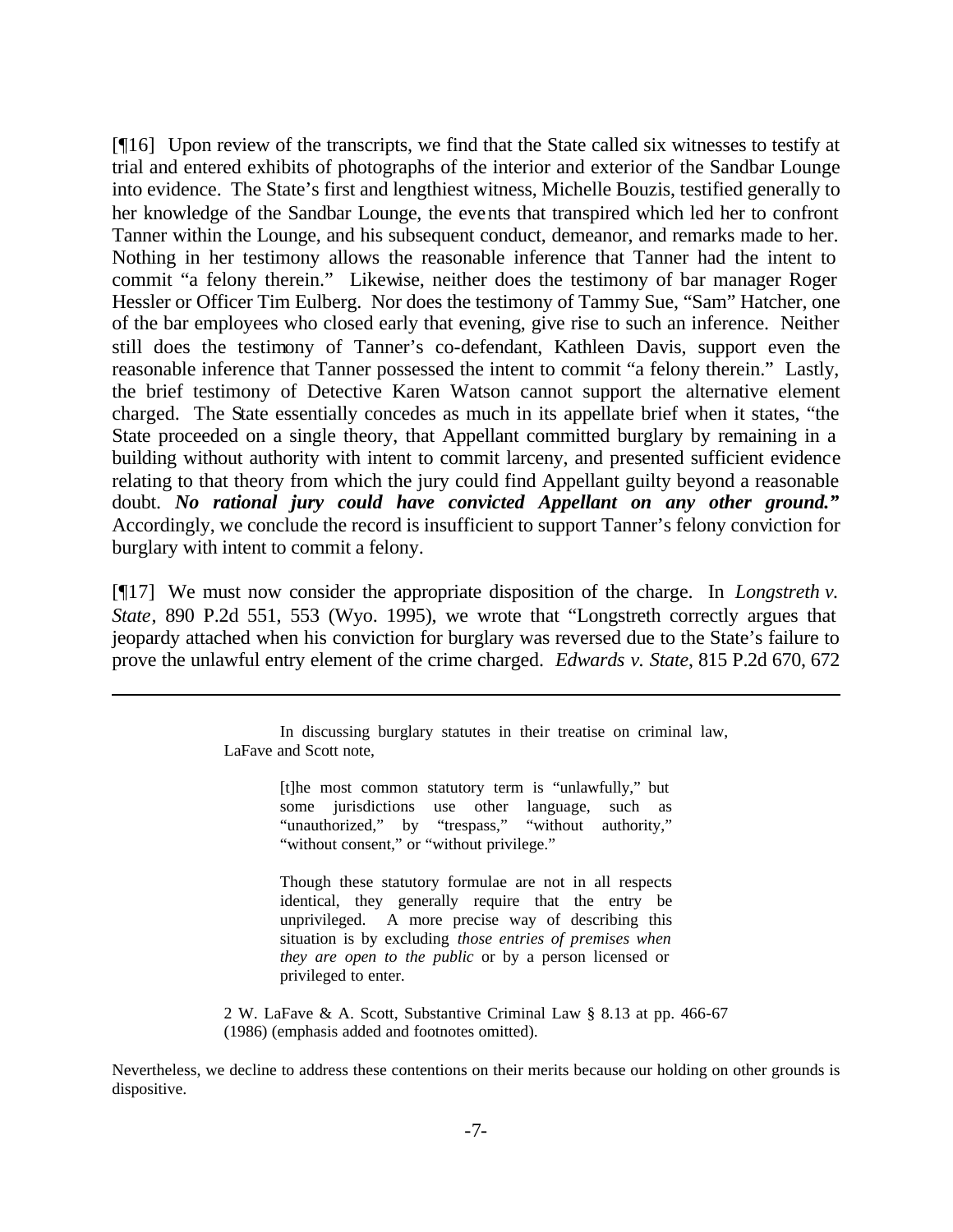[¶16] Upon review of the transcripts, we find that the State called six witnesses to testify at trial and entered exhibits of photographs of the interior and exterior of the Sandbar Lounge into evidence. The State's first and lengthiest witness, Michelle Bouzis, testified generally to her knowledge of the Sandbar Lounge, the events that transpired which led her to confront Tanner within the Lounge, and his subsequent conduct, demeanor, and remarks made to her. Nothing in her testimony allows the reasonable inference that Tanner had the intent to commit "a felony therein." Likewise, neither does the testimony of bar manager Roger Hessler or Officer Tim Eulberg. Nor does the testimony of Tammy Sue, "Sam" Hatcher, one of the bar employees who closed early that evening, give rise to such an inference. Neither still does the testimony of Tanner's co-defendant, Kathleen Davis, support even the reasonable inference that Tanner possessed the intent to commit "a felony therein." Lastly, the brief testimony of Detective Karen Watson cannot support the alternative element charged. The State essentially concedes as much in its appellate brief when it states, "the State proceeded on a single theory, that Appellant committed burglary by remaining in a building without authority with intent to commit larceny, and presented sufficient evidence relating to that theory from which the jury could find Appellant guilty beyond a reasonable doubt. ***No rational jury could have convicted Appellant on any other ground.***" Accordingly, we conclude the record is insufficient to support Tanner's felony conviction for burglary with intent to commit a felony.

[¶17] We must now consider the appropriate disposition of the charge. In *Longstreth v. State*, 890 P.2d 551, 553 (Wyo. 1995), we wrote that "Longstreth correctly argues that jeopardy attached when his conviction for burglary was reversed due to the State's failure to prove the unlawful entry element of the crime charged. *Edwards v. State*, 815 P.2d 670, 672

---

In discussing burglary statutes in their treatise on criminal law, LaFave and Scott note,

> [t]he most common statutory term is "unlawfully," but some jurisdictions use other language, such as "unauthorized," by "trespass," "without authority," "without consent," or "without privilege."
>
> Though these statutory formulae are not in all respects identical, they generally require that the entry be unprivileged. A more precise way of describing this situation is by excluding *those entries of premises when they are open to the public* or by a person licensed or privileged to enter.

2 W. LaFave & A. Scott, Substantive Criminal Law § 8.13 at pp. 466-67 (1986) (emphasis added and footnotes omitted).

Nevertheless, we decline to address these contentions on their merits because our holding on other grounds is dispositive.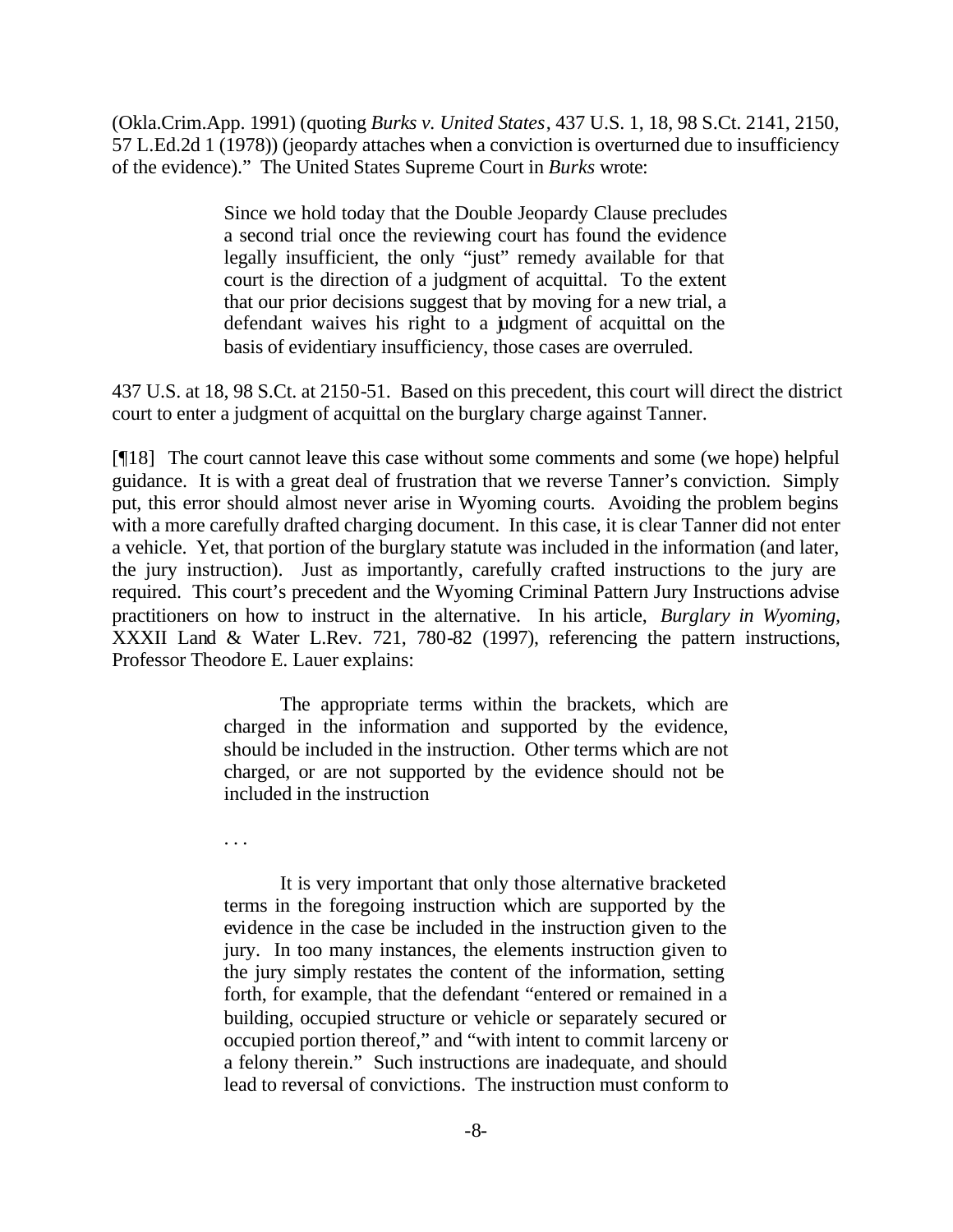(Okla.Crim.App. 1991) (quoting *Burks v. United States*, 437 U.S. 1, 18, 98 S.Ct. 2141, 2150, 57 L.Ed.2d 1 (1978)) (jeopardy attaches when a conviction is overturned due to insufficiency of the evidence)." The United States Supreme Court in *Burks* wrote:

> Since we hold today that the Double Jeopardy Clause precludes a second trial once the reviewing court has found the evidence legally insufficient, the only "just" remedy available for that court is the direction of a judgment of acquittal. To the extent that our prior decisions suggest that by moving for a new trial, a defendant waives his right to a judgment of acquittal on the basis of evidentiary insufficiency, those cases are overruled.

437 U.S. at 18, 98 S.Ct. at 2150-51. Based on this precedent, this court will direct the district court to enter a judgment of acquittal on the burglary charge against Tanner.

[¶18] The court cannot leave this case without some comments and some (we hope) helpful guidance. It is with a great deal of frustration that we reverse Tanner's conviction. Simply put, this error should almost never arise in Wyoming courts. Avoiding the problem begins with a more carefully drafted charging document. In this case, it is clear Tanner did not enter a vehicle. Yet, that portion of the burglary statute was included in the information (and later, the jury instruction). Just as importantly, carefully crafted instructions to the jury are required. This court's precedent and the Wyoming Criminal Pattern Jury Instructions advise practitioners on how to instruct in the alternative. In his article, *Burglary in Wyoming*, XXXII Land & Water L.Rev. 721, 780-82 (1997), referencing the pattern instructions, Professor Theodore E. Lauer explains:

> The appropriate terms within the brackets, which are charged in the information and supported by the evidence, should be included in the instruction. Other terms which are not charged, or are not supported by the evidence should not be included in the instruction
>
> . . .
>
> It is very important that only those alternative bracketed terms in the foregoing instruction which are supported by the evidence in the case be included in the instruction given to the jury. In too many instances, the elements instruction given to the jury simply restates the content of the information, setting forth, for example, that the defendant "entered or remained in a building, occupied structure or vehicle or separately secured or occupied portion thereof," and "with intent to commit larceny or a felony therein." Such instructions are inadequate, and should lead to reversal of convictions. The instruction must conform to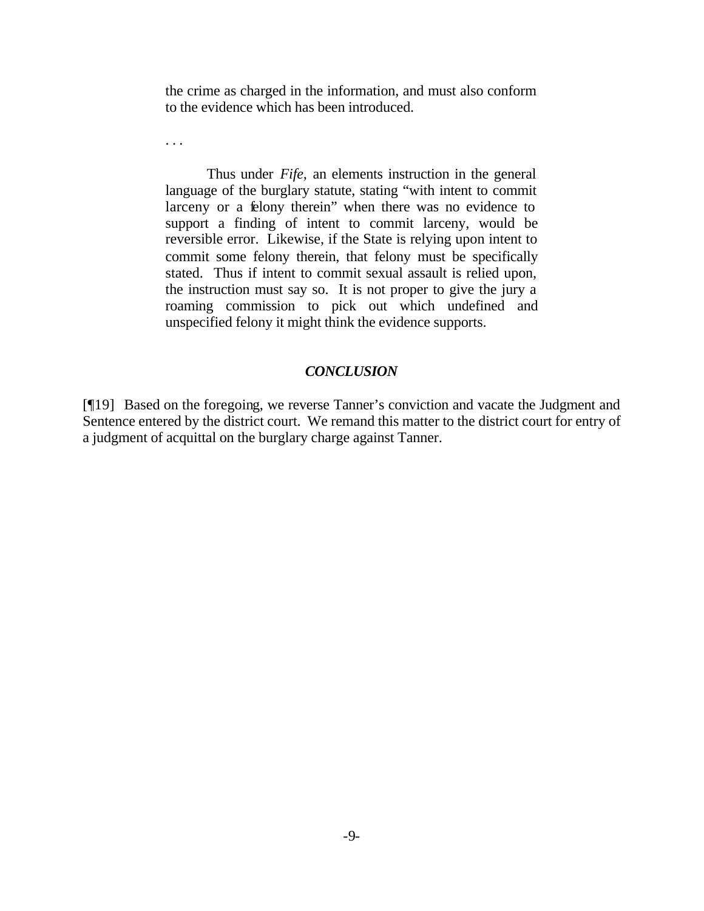> the crime as charged in the information, and must also conform to the evidence which has been introduced.
>
> . . .
>
> Thus under *Fife*, an elements instruction in the general language of the burglary statute, stating "with intent to commit larceny or a felony therein" when there was no evidence to support a finding of intent to commit larceny, would be reversible error. Likewise, if the State is relying upon intent to commit some felony therein, that felony must be specifically stated. Thus if intent to commit sexual assault is relied upon, the instruction must say so. It is not proper to give the jury a roaming commission to pick out which undefined and unspecified felony it might think the evidence supports.

## *CONCLUSION*

[¶19] Based on the foregoing, we reverse Tanner's conviction and vacate the Judgment and Sentence entered by the district court. We remand this matter to the district court for entry of a judgment of acquittal on the burglary charge against Tanner.